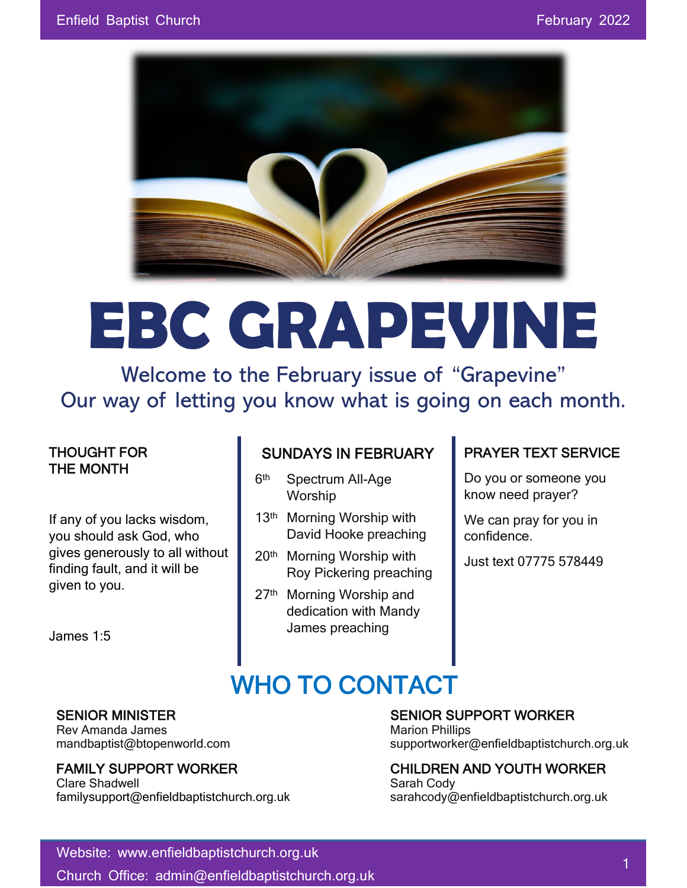# EBC GRAPEVINE

Welcome to the February issue of "Grapevine"
Our way of letting you know what is going on each month.

### THOUGHT FOR THE MONTH

If any of you lacks wisdom, you should ask God, who gives generously to all without finding fault, and it will be given to you.

James 1:5

### SUNDAYS IN FEBRUARY

- 6th Spectrum All-Age Worship
- 13th Morning Worship with David Hooke preaching
- 20th Morning Worship with Roy Pickering preaching
- 27th Morning Worship and dedication with Mandy James preaching

### PRAYER TEXT SERVICE

Do you or someone you know need prayer?

We can pray for you in confidence.

Just text 07775 578449

## WHO TO CONTACT

**SENIOR MINISTER**
Rev Amanda James
mandbaptist@btopenworld.com

**FAMILY SUPPORT WORKER**
Clare Shadwell
familysupport@enfieldbaptistchurch.org.uk

**SENIOR SUPPORT WORKER**
Marion Phillips
supportworker@enfieldbaptistchurch.org.uk

**CHILDREN AND YOUTH WORKER**
Sarah Cody
sarahcody@enfieldbaptistchurch.org.uk

Website: www.enfieldbaptistchurch.org.uk
Church Office: admin@enfieldbaptistchurch.org.uk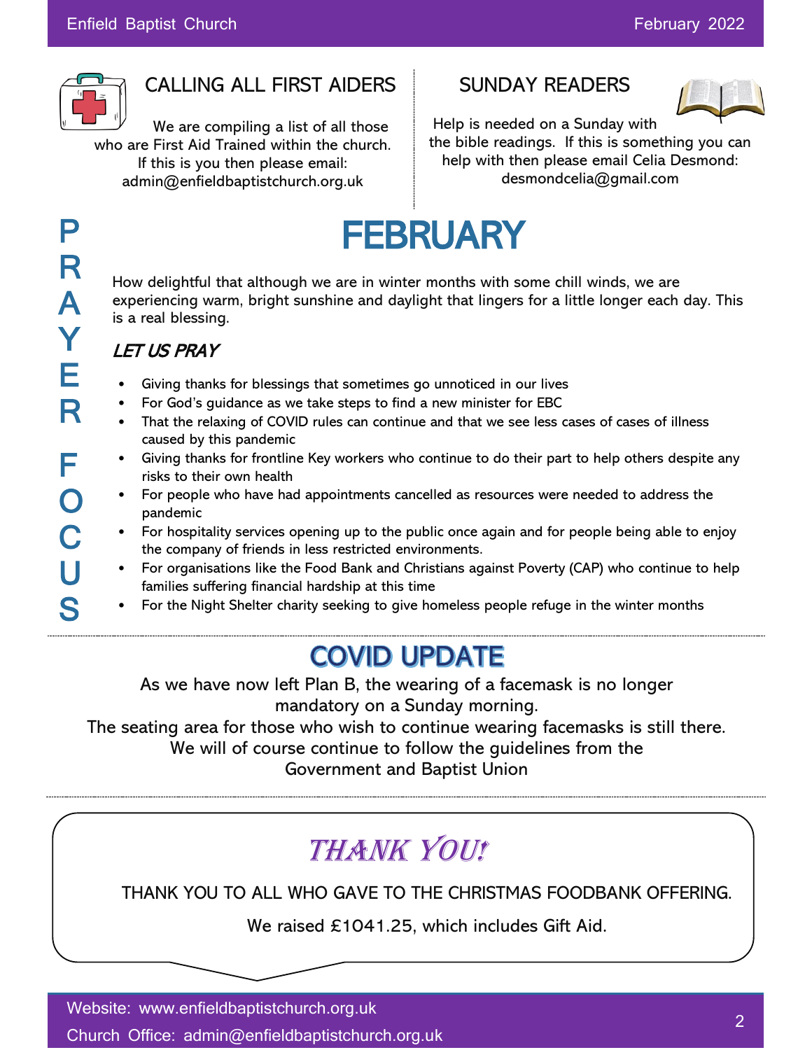## CALLING ALL FIRST AIDERS

We are compiling a list of all those who are First Aid Trained within the church. If this is you then please email: admin@enfieldbaptistchurch.org.uk

## SUNDAY READERS

Help is needed on a Sunday with the bible readings. If this is something you can help with then please email Celia Desmond: desmondcelia@gmail.com

# PRAYER FOCUS

# FEBRUARY

How delightful that although we are in winter months with some chill winds, we are experiencing warm, bright sunshine and daylight that lingers for a little longer each day. This is a real blessing.

***LET US PRAY***

- Giving thanks for blessings that sometimes go unnoticed in our lives
- For God's guidance as we take steps to find a new minister for EBC
- That the relaxing of COVID rules can continue and that we see less cases of cases of illness caused by this pandemic
- Giving thanks for frontline Key workers who continue to do their part to help others despite any risks to their own health
- For people who have had appointments cancelled as resources were needed to address the pandemic
- For hospitality services opening up to the public once again and for people being able to enjoy the company of friends in less restricted environments.
- For organisations like the Food Bank and Christians against Poverty (CAP) who continue to help families suffering financial hardship at this time
- For the Night Shelter charity seeking to give homeless people refuge in the winter months

## COVID UPDATE

As we have now left Plan B, the wearing of a facemask is no longer mandatory on a Sunday morning.

The seating area for those who wish to continue wearing facemasks is still there.

We will of course continue to follow the guidelines from the Government and Baptist Union

## *THANK YOU!*

THANK YOU TO ALL WHO GAVE TO THE CHRISTMAS FOODBANK OFFERING.

We raised £1041.25, which includes Gift Aid.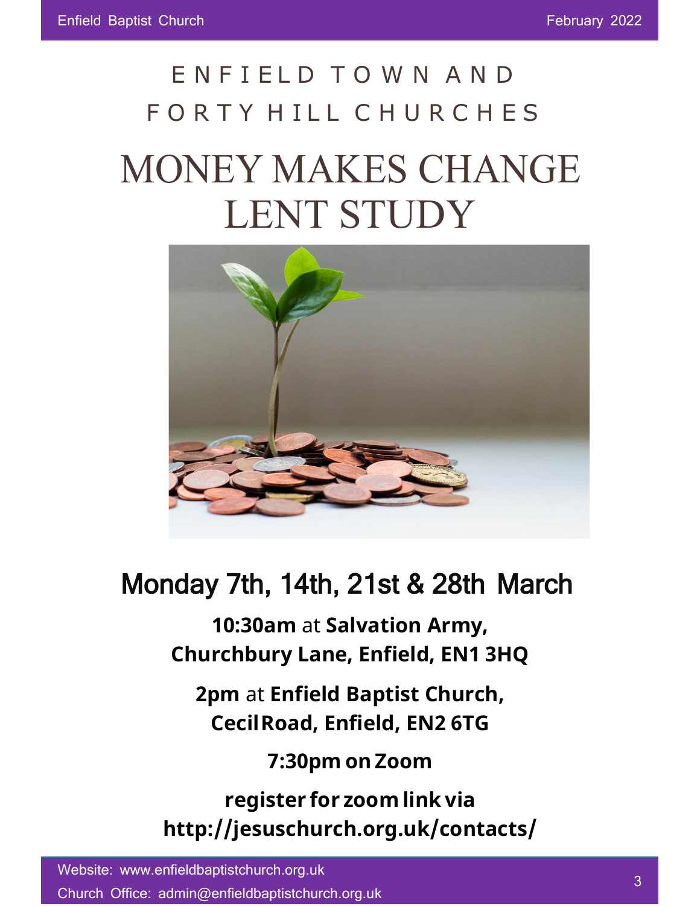# ENFIELD TOWN AND FORTY HILL CHURCHES

# MONEY MAKES CHANGE LENT STUDY

## Monday 7th, 14th, 21st & 28th March

**10:30am** at **Salvation Army, Churchbury Lane, Enfield, EN1 3HQ**

**2pm** at **Enfield Baptist Church, Cecil Road, Enfield, EN2 6TG**

**7:30pm on Zoom**

**register for zoom link via http://jesuschurch.org.uk/contacts/**